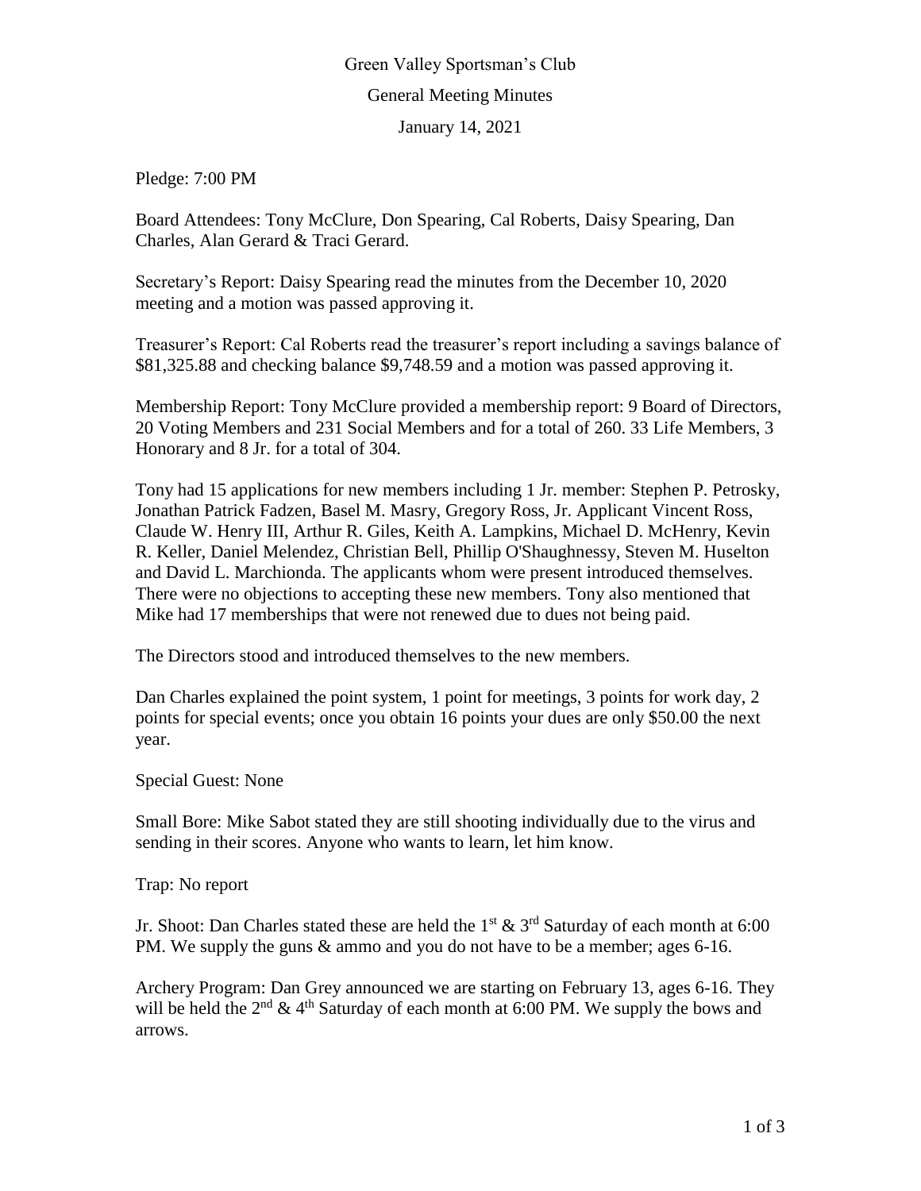# Green Valley Sportsman's Club

## General Meeting Minutes

### January 14, 2021

Pledge: 7:00 PM

Board Attendees: Tony McClure, Don Spearing, Cal Roberts, Daisy Spearing, Dan Charles, Alan Gerard & Traci Gerard.

Secretary's Report: Daisy Spearing read the minutes from the December 10, 2020 meeting and a motion was passed approving it.

Treasurer's Report: Cal Roberts read the treasurer's report including a savings balance of $81,325.88 and checking balance $9,748.59 and a motion was passed approving it.

Membership Report: Tony McClure provided a membership report: 9 Board of Directors, 20 Voting Members and 231 Social Members and for a total of 260. 33 Life Members, 3 Honorary and 8 Jr. for a total of 304.

Tony had 15 applications for new members including 1 Jr. member: Stephen P. Petrosky, Jonathan Patrick Fadzen, Basel M. Masry, Gregory Ross, Jr. Applicant Vincent Ross, Claude W. Henry III, Arthur R. Giles, Keith A. Lampkins, Michael D. McHenry, Kevin R. Keller, Daniel Melendez, Christian Bell, Phillip O'Shaughnessy, Steven M. Huselton and David L. Marchionda. The applicants whom were present introduced themselves. There were no objections to accepting these new members. Tony also mentioned that Mike had 17 memberships that were not renewed due to dues not being paid.

The Directors stood and introduced themselves to the new members.

Dan Charles explained the point system, 1 point for meetings, 3 points for work day, 2 points for special events; once you obtain 16 points your dues are only $50.00 the next year.

Special Guest: None

Small Bore: Mike Sabot stated they are still shooting individually due to the virus and sending in their scores. Anyone who wants to learn, let him know.

Trap: No report

Jr. Shoot: Dan Charles stated these are held the 1st & 3rd Saturday of each month at 6:00 PM. We supply the guns & ammo and you do not have to be a member; ages 6-16.

Archery Program: Dan Grey announced we are starting on February 13, ages 6-16. They will be held the 2nd & 4th Saturday of each month at 6:00 PM. We supply the bows and arrows.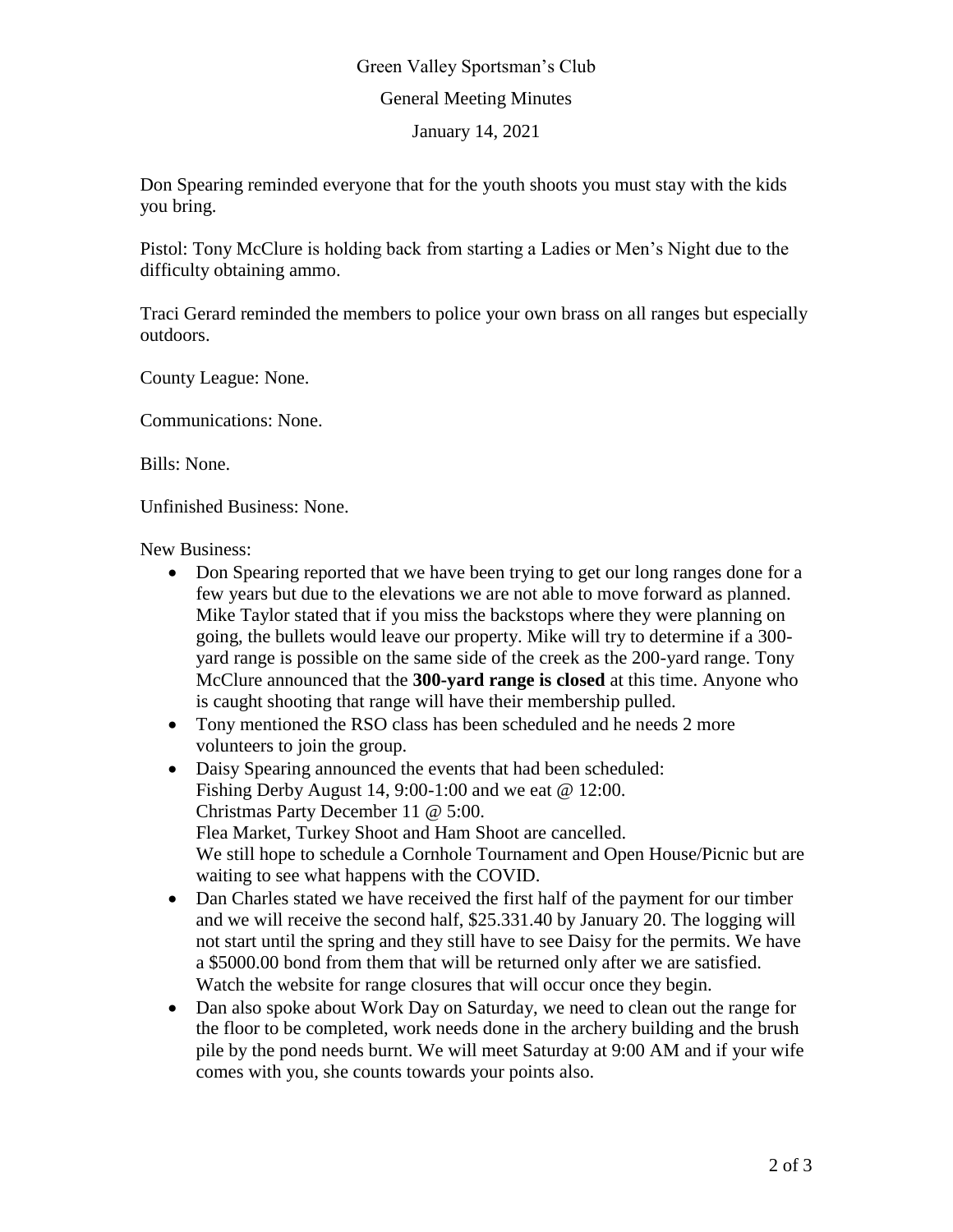Green Valley Sportsman's Club

General Meeting Minutes

January 14, 2021

Don Spearing reminded everyone that for the youth shoots you must stay with the kids you bring.

Pistol: Tony McClure is holding back from starting a Ladies or Men's Night due to the difficulty obtaining ammo.

Traci Gerard reminded the members to police your own brass on all ranges but especially outdoors.

County League: None.

Communications: None.

Bills: None.

Unfinished Business: None.

New Business:

- Don Spearing reported that we have been trying to get our long ranges done for a few years but due to the elevations we are not able to move forward as planned. Mike Taylor stated that if you miss the backstops where they were planning on going, the bullets would leave our property. Mike will try to determine if a 300-yard range is possible on the same side of the creek as the 200-yard range. Tony McClure announced that the **300-yard range is closed** at this time. Anyone who is caught shooting that range will have their membership pulled.
- Tony mentioned the RSO class has been scheduled and he needs 2 more volunteers to join the group.
- Daisy Spearing announced the events that had been scheduled:
  Fishing Derby August 14, 9:00-1:00 and we eat @ 12:00.
  Christmas Party December 11 @ 5:00.
  Flea Market, Turkey Shoot and Ham Shoot are cancelled.
  We still hope to schedule a Cornhole Tournament and Open House/Picnic but are waiting to see what happens with the COVID.
- Dan Charles stated we have received the first half of the payment for our timber and we will receive the second half, $25.331.40 by January 20. The logging will not start until the spring and they still have to see Daisy for the permits. We have a $5000.00 bond from them that will be returned only after we are satisfied. Watch the website for range closures that will occur once they begin.
- Dan also spoke about Work Day on Saturday, we need to clean out the range for the floor to be completed, work needs done in the archery building and the brush pile by the pond needs burnt. We will meet Saturday at 9:00 AM and if your wife comes with you, she counts towards your points also.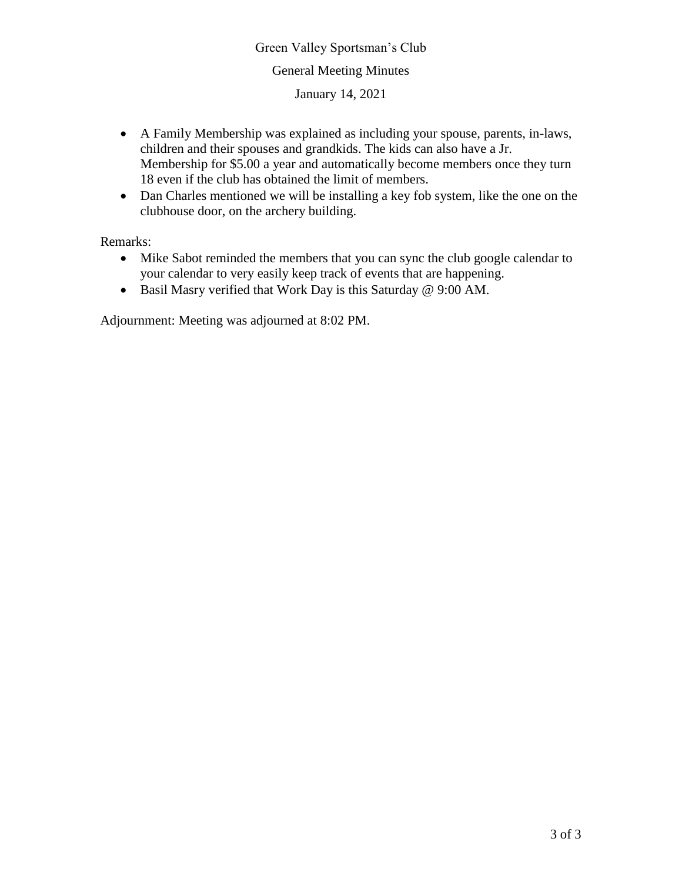- A Family Membership was explained as including your spouse, parents, in-laws, children and their spouses and grandkids. The kids can also have a Jr. Membership for $5.00 a year and automatically become members once they turn 18 even if the club has obtained the limit of members.
- Dan Charles mentioned we will be installing a key fob system, like the one on the clubhouse door, on the archery building.

Remarks:

- Mike Sabot reminded the members that you can sync the club google calendar to your calendar to very easily keep track of events that are happening.
- Basil Masry verified that Work Day is this Saturday @ 9:00 AM.

Adjournment: Meeting was adjourned at 8:02 PM.